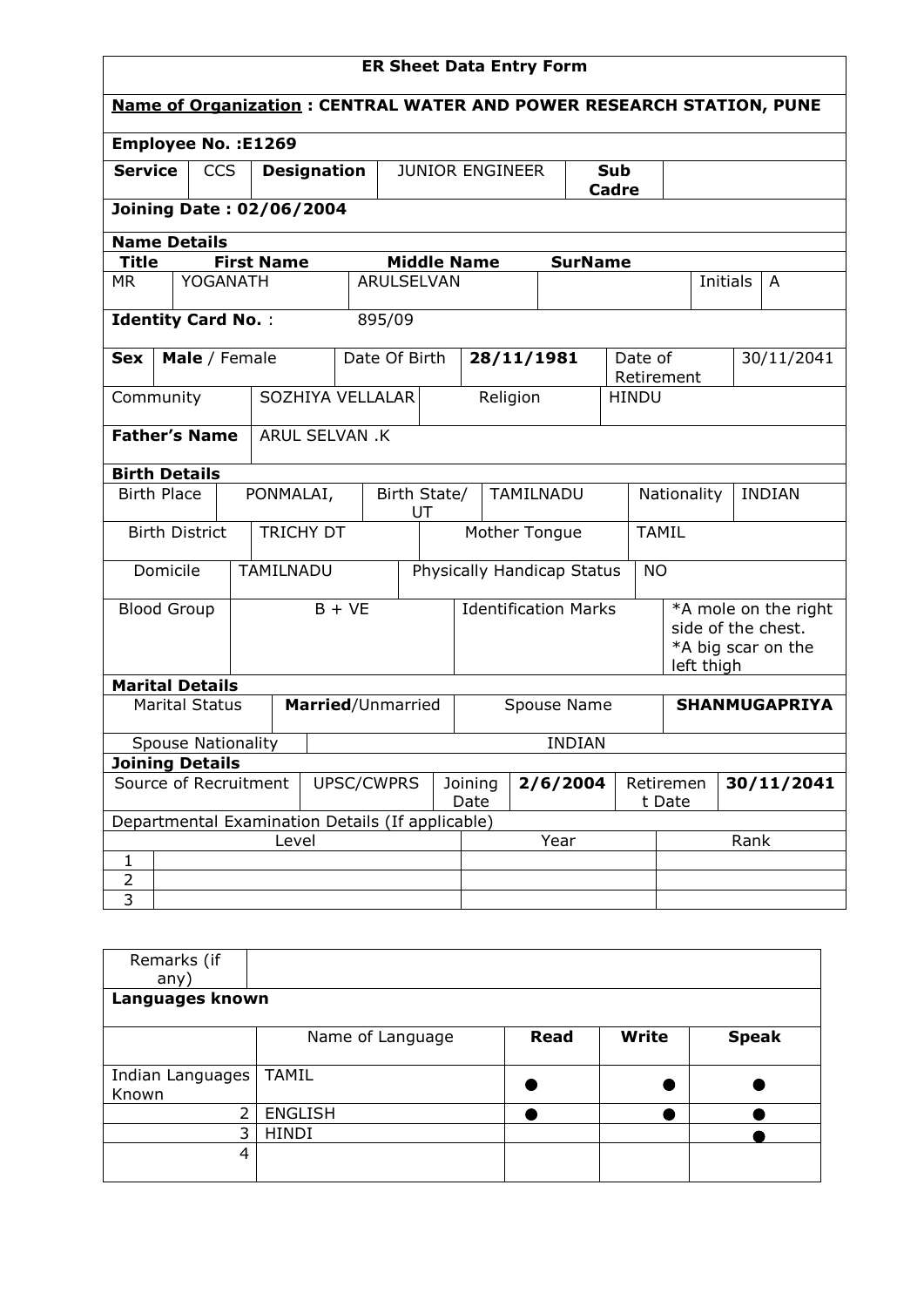# ER Sheet Data Entry Form

**Name of Organization : CENTRAL WATER AND POWER RESEARCH STATION, PUNE**

**Employee No. :E1269**

| **Service** | CCS | **Designation** | JUNIOR ENGINEER | **Sub Cadre** | |
|---|---|---|---|---|---|

**Joining Date : 02/06/2004**

**Name Details**

| **Title** | **First Name** | **Middle Name** | **SurName** | | |
|---|---|---|---|---|---|
| MR | YOGANATH | ARULSELVAN | | Initials | A |

**Identity Card No. :** 895/09

| **Sex** | **Male** / Female | Date Of Birth | **28/11/1981** | Date of Retirement | 30/11/2041 |
|---|---|---|---|---|---|

| Community | SOZHIYA VELLALAR | Religion | HINDU |
|---|---|---|---|

**Father's Name** ARUL SELVAN .K

**Birth Details**

| Birth Place | PONMALAI, | Birth State/ UT | TAMILNADU | Nationality | INDIAN |
|---|---|---|---|---|---|
| Birth District | TRICHY DT | Mother Tongue | TAMIL | | |
| Domicile | TAMILNADU | Physically Handicap Status | NO | | |
| Blood Group | B + VE | Identification Marks | *A mole on the right side of the chest. *A big scar on the left thigh | | |

**Marital Details**

| Marital Status | **Married**/Unmarried | Spouse Name | **SHANMUGAPRIYA** |
|---|---|---|---|
| Spouse Nationality | INDIAN | | |

**Joining Details**

| Source of Recruitment | UPSC/CWPRS | Joining Date | **2/6/2004** | Retirement Date | **30/11/2041** |
|---|---|---|---|---|---|

Departmental Examination Details (If applicable)

| | Level | Year | Rank |
|---|---|---|---|
| 1 | | | |
| 2 | | | |
| 3 | | | |

| Remarks (if any) | |
|---|---|

**Languages known**

| | Name of Language | **Read** | **Write** | **Speak** |
|---|---|---|---|---|
| Indian Languages Known | TAMIL | ● | ● | ● |
| 2 | ENGLISH | ● | ● | ● |
| 3 | HINDI | | | ● |
| 4 | | | | |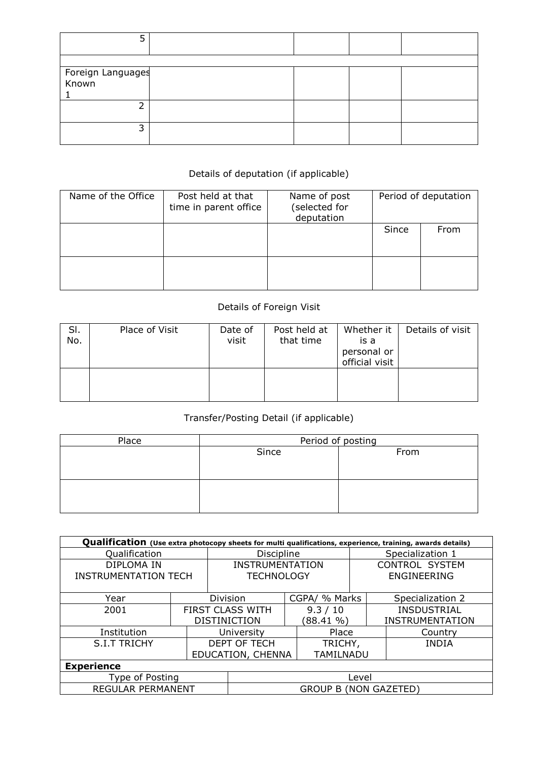| 5 | | | | |
|---|---|---|---|---|
| | | | | |
| Foreign Languages Known 1 | | | | |
| 2 | | | | |
| 3 | | | | |

Details of deputation (if applicable)

| Name of the Office | Post held at that time in parent office | Name of post (selected for deputation | Period of deputation | |
|---|---|---|---|---|
| | | | Since | From |
| | | | | |
| | | | | |

Details of Foreign Visit

| Sl. No. | Place of Visit | Date of visit | Post held at that time | Whether it is a personal or official visit | Details of visit |
|---|---|---|---|---|---|
| | | | | | |

Transfer/Posting Detail (if applicable)

| Place | Period of posting | |
|---|---|---|
| | Since | From |
| | | |

| **Qualification** **(Use extra photocopy sheets for multi qualifications, experience, training, awards details)** | | | |
|---|---|---|---|
| Qualification | Discipline | Specialization 1 | |
| DIPLOMA IN INSTRUMENTATION TECH | INSTRUMENTATION TECHNOLOGY | CONTROL SYSTEM ENGINEERING | |
| Year | Division | CGPA/ % Marks | Specialization 2 |
| 2001 | FIRST CLASS WITH DISTINICTION | 9.3 / 10 (88.41 %) | INSDUSTRIAL INSTRUMENTATION |
| Institution | University | Place | Country |
| S.I.T TRICHY | DEPT OF TECH EDUCATION, CHENNA | TRICHY, TAMILNADU | INDIA |
| **Experience** | | | |
| Type of Posting | Level | | |
| REGULAR PERMANENT | GROUP B (NON GAZETED) | | |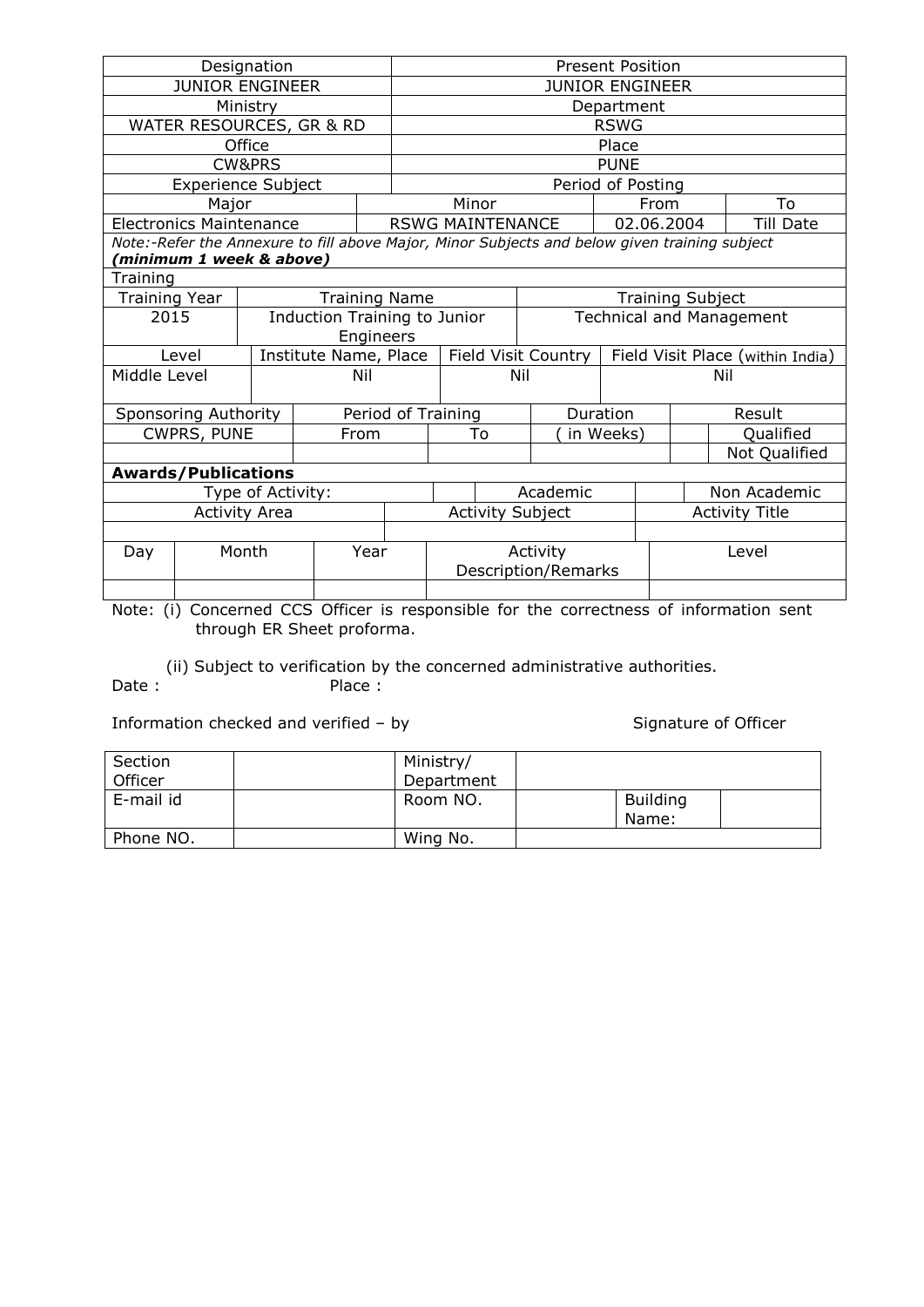| Designation | Present Position |
|---|---|
| JUNIOR ENGINEER | JUNIOR ENGINEER |
| Ministry | Department |
| WATER RESOURCES, GR & RD | RSWG |
| Office | Place |
| CW&PRS | PUNE |

| Experience Subject | | Period of Posting | |
|---|---|---|---|
| Major | Minor | From | To |
| Electronics Maintenance | RSWG MAINTENANCE | 02.06.2004 | Till Date |

*Note:-Refer the Annexure to fill above Major, Minor Subjects and below given training subject* ***(minimum 1 week & above)***

Training

| Training Year | Training Name | Training Subject |
|---|---|---|
| 2015 | Induction Training to Junior Engineers | Technical and Management |

| Level | Institute Name, Place | Field Visit Country | Field Visit Place (within India) |
|---|---|---|---|
| Middle Level | Nil | Nil | Nil |

| Sponsoring Authority | Period of Training | | Duration | | Result |
|---|---|---|---|---|---|
| CWPRS, PUNE | From | To | ( in Weeks) | | Qualified |
| | | | | | Not Qualified |

**Awards/Publications**

| Type of Activity: | | Academic | | Non Academic |
|---|---|---|---|---|
| Activity Area | Activity Subject | | Activity Title | |
| | | | | |

| Day | Month | Year | Activity Description/Remarks | Level |
|---|---|---|---|---|
| | | | | |

Note: (i) Concerned CCS Officer is responsible for the correctness of information sent through ER Sheet proforma.

(ii) Subject to verification by the concerned administrative authorities.

Date : Place :

Information checked and verified – by Signature of Officer

| | | | | | |
|---|---|---|---|---|---|
| Section Officer | | Ministry/ Department | | | |
| E-mail id | | Room NO. | | Building Name: | |
| Phone NO. | | Wing No. | | | |